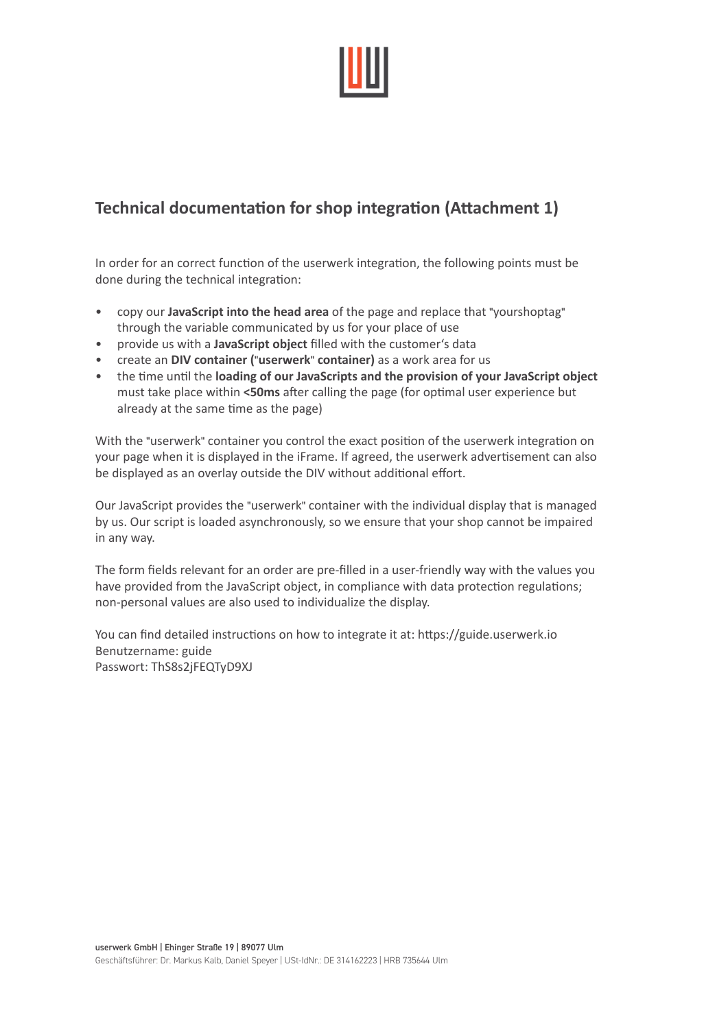## Technical documentation for shop integration (Attachment 1)

In order for an correct function of the userwerk integration, the following points must be done during the technical integration:

- copy our **JavaScript into the head area** of the page and replace that "yourshoptag" through the variable communicated by us for your place of use
- provide us with a **JavaScript object** filled with the customer's data
- create an **DIV container ("userwerk" container)** as a work area for us
- the time until the **loading of our JavaScripts and the provision of your JavaScript object** must take place within **<50ms** after calling the page (for optimal user experience but already at the same time as the page)

With the "userwerk" container you control the exact position of the userwerk integration on your page when it is displayed in the iFrame. If agreed, the userwerk advertisement can also be displayed as an overlay outside the DIV without additional effort.

Our JavaScript provides the "userwerk" container with the individual display that is managed by us. Our script is loaded asynchronously, so we ensure that your shop cannot be impaired in any way.

The form fields relevant for an order are pre-filled in a user-friendly way with the values you have provided from the JavaScript object, in compliance with data protection regulations; non-personal values are also used to individualize the display.

You can find detailed instructions on how to integrate it at: https://guide.userwerk.io
Benutzername: guide
Passwort: ThS8s2jFEQTyD9XJ

**userwerk GmbH | Ehinger Straße 19 | 89077 Ulm**
Geschäftsführer: Dr. Markus Kalb, Daniel Speyer | USt-IdNr.: DE 314162223 | HRB 735644 Ulm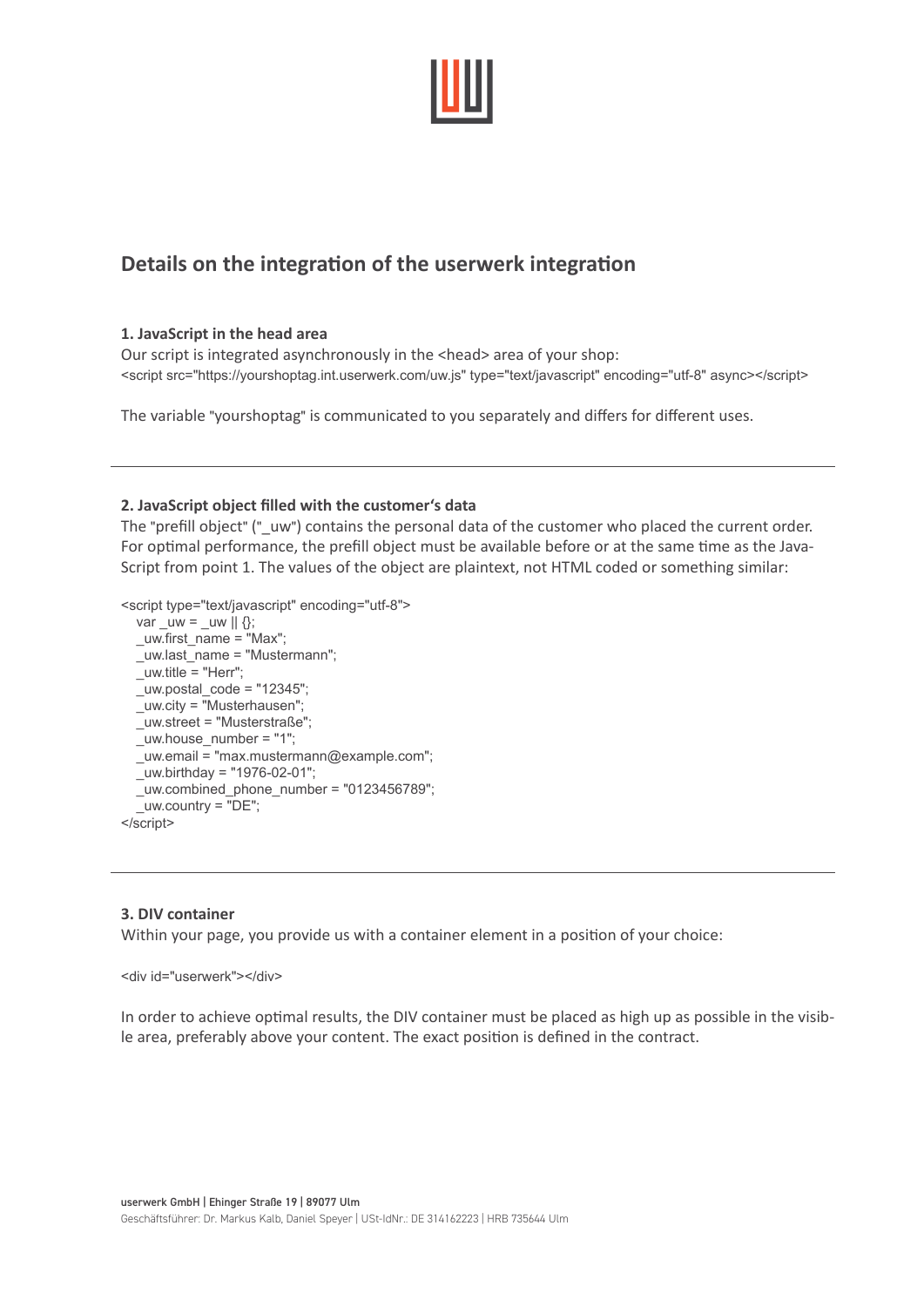## Details on the integration of the userwerk integration

### 1. JavaScript in the head area

Our script is integrated asynchronously in the <head> area of your shop:

```
<script src="https://yourshoptag.int.userwerk.com/uw.js" type="text/javascript" encoding="utf-8" async></script>
```

The variable "yourshoptag" is communicated to you separately and differs for different uses.

---

### 2. JavaScript object filled with the customer's data

The "prefill object" ("_uw") contains the personal data of the customer who placed the current order. For optimal performance, the prefill object must be available before or at the same time as the JavaScript from point 1. The values of the object are plaintext, not HTML coded or something similar:

```
<script type="text/javascript" encoding="utf-8">
  var _uw = _uw || {};
  _uw.first_name = "Max";
  _uw.last_name = "Mustermann";
  _uw.title = "Herr";
  _uw.postal_code = "12345";
  _uw.city = "Musterhausen";
  _uw.street = "Musterstraße";
  _uw.house_number = "1";
  _uw.email = "max.mustermann@example.com";
  _uw.birthday = "1976-02-01";
  _uw.combined_phone_number = "0123456789";
  _uw.country = "DE";
</script>
```

---

### 3. DIV container

Within your page, you provide us with a container element in a position of your choice:

```
<div id="userwerk"></div>
```

In order to achieve optimal results, the DIV container must be placed as high up as possible in the visible area, preferably above your content. The exact position is defined in the contract.

**userwerk GmbH | Ehinger Straße 19 | 89077 Ulm**
Geschäftsführer: Dr. Markus Kalb, Daniel Speyer | USt-IdNr.: DE 314162223 | HRB 735644 Ulm